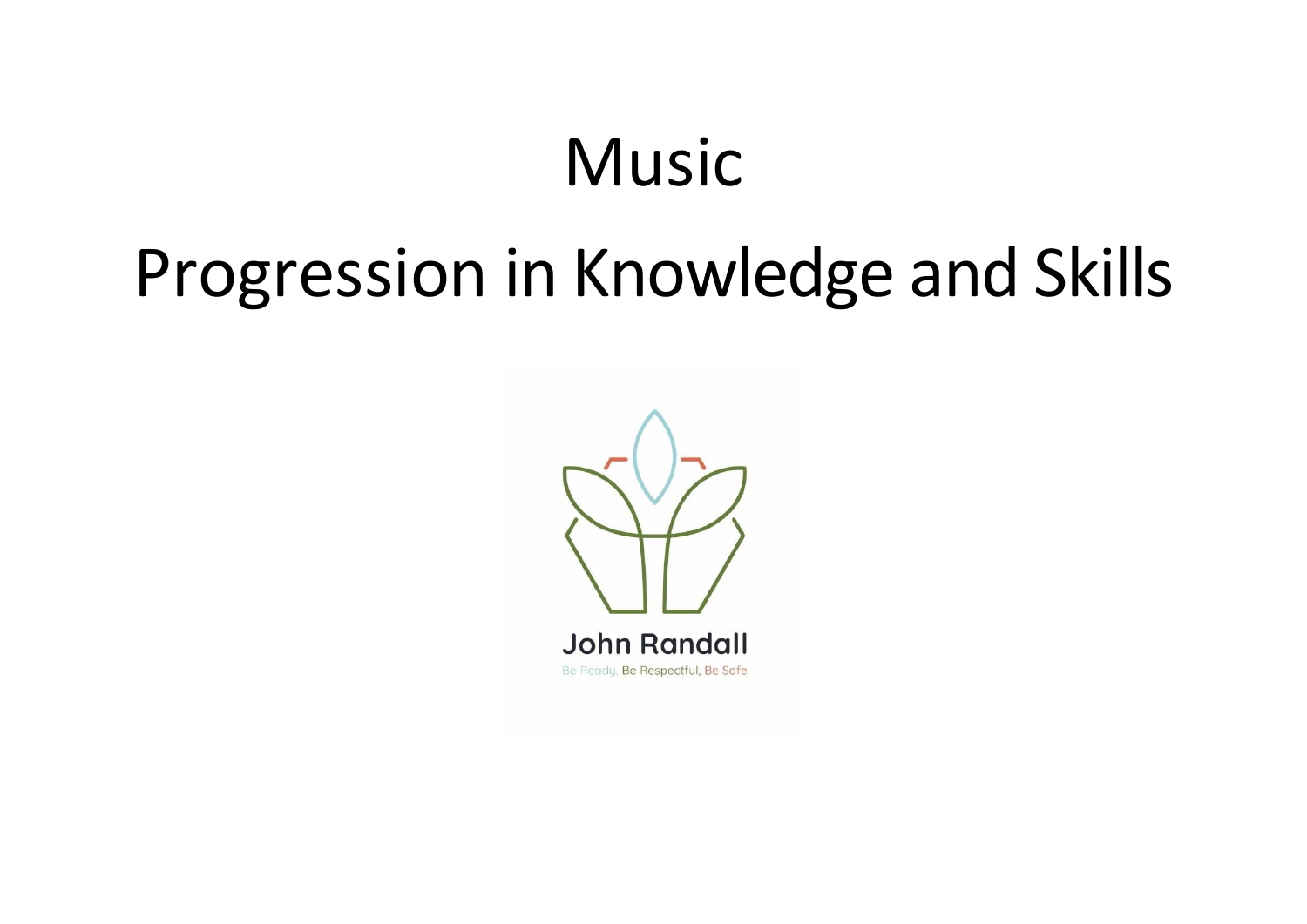# Music

# Progression in Knowledge and Skills

John Randall

Be Ready, Be Respectful, Be Safe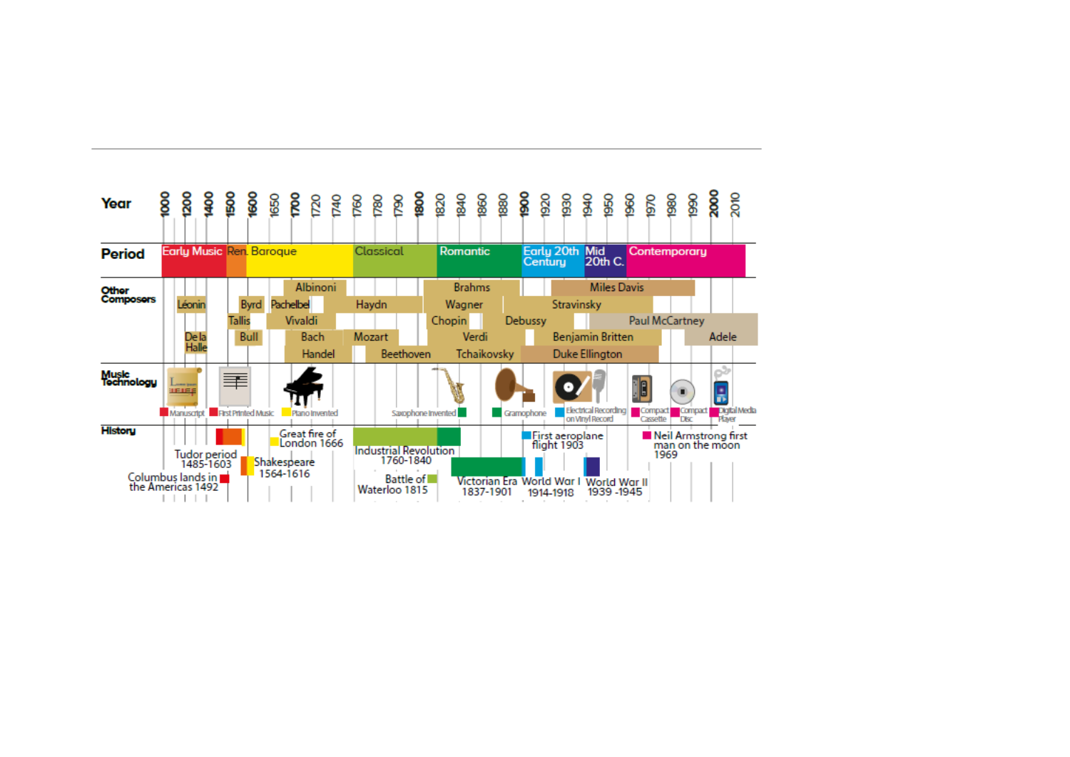| Year | 1000 | 1200 | 1400 | 1500 | 1600 | 1650 | 1700 | 1720 | 1740 | 1760 | 1780 | 1790 | 1800 | 1820 | 1840 | 1860 | 1880 | 1900 | 1920 | 1930 | 1940 | 1950 | 1960 | 1970 | 1980 | 1990 | 2000 | 2010 |
|---|---|---|---|---|---|---|---|---|---|---|---|---|---|---|---|---|---|---|---|---|---|---|---|---|---|---|---|---|

**Period:** Early Music | Ren. | Baroque | Classical | Romantic | Early 20th Century | Mid 20th C. | Contemporary

**Other Composers:** Léonin, De la Halle, Byrd, Tallis, Bull, Albinoni, Pachelbel, Vivaldi, Bach, Handel, Haydn, Mozart, Beethoven, Brahms, Wagner, Chopin, Verdi, Tchaikovsky, Debussy, Stravinsky, Benjamin Britten, Duke Ellington, Miles Davis, Paul McCartney, Adele

**Music Technology:** Manuscript, First Printed Music, Piano Invented, Saxophone Invented, Gramophone, Electrical Recording on Vinyl Record, Compact Cassette, Compact Disc, Digital Media Player

**History:**

- Columbus lands in the Americas 1492
- Tudor period 1485-1603
- Shakespeare 1564-1616
- Great fire of London 1666
- Industrial Revolution 1760-1840
- Battle of Waterloo 1815
- Victorian Era 1837-1901
- First aeroplane flight 1903
- World War I 1914-1918
- World War II 1939 -1945
- Neil Armstrong first man on the moon 1969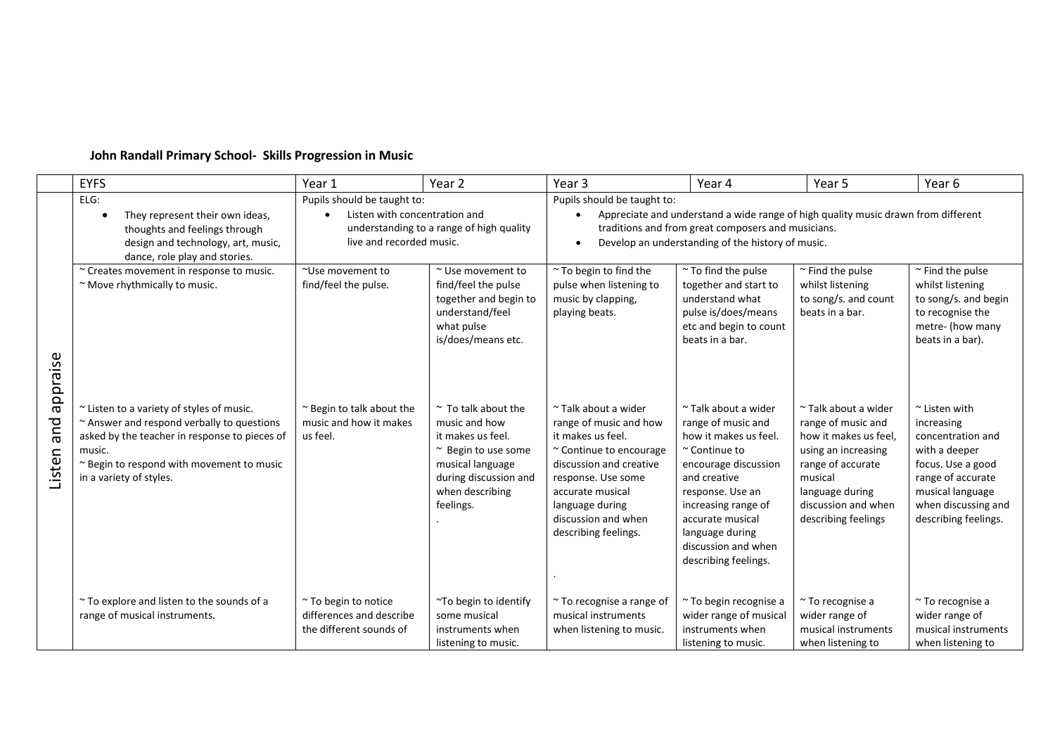**John Randall Primary School- Skills Progression in Music**

| | EYFS | Year 1 | Year 2 | Year 3 | Year 4 | Year 5 | Year 6 |
|---|---|---|---|---|---|---|---|
| Listen and appraise | ELG:<br>• They represent their own ideas, thoughts and feelings through design and technology, art, music, dance, role play and stories. | Pupils should be taught to:<br>• Listen with concentration and understanding to a range of high quality live and recorded music. | | Pupils should be taught to:<br>• Appreciate and understand a wide range of high quality music drawn from different traditions and from great composers and musicians.<br>• Develop an understanding of the history of music. | | | |
| | ~ Creates movement in response to music.<br>~ Move rhythmically to music. | ~Use movement to find/feel the pulse. | ~ Use movement to find/feel the pulse together and begin to understand/feel what pulse is/does/means etc. | ~ To begin to find the pulse when listening to music by clapping, playing beats. | ~ To find the pulse together and start to understand what pulse is/does/means etc and begin to count beats in a bar. | ~ Find the pulse whilst listening to song/s. and count beats in a bar. | ~ Find the pulse whilst listening to song/s. and begin to recognise the metre- (how many beats in a bar). |
| | ~ Listen to a variety of styles of music.<br>~ Answer and respond verbally to questions asked by the teacher in response to pieces of music.<br>~ Begin to respond with movement to music in a variety of styles. | ~ Begin to talk about the music and how it makes us feel. | ~ To talk about the music and how it makes us feel.<br>~ Begin to use some musical language during discussion and when describing feelings.<br>. | ~ Talk about a wider range of music and how it makes us feel.<br>~ Continue to encourage discussion and creative response. Use some accurate musical language during discussion and when describing feelings.<br>. | ~ Talk about a wider range of music and how it makes us feel.<br>~ Continue to encourage discussion and creative response. Use an increasing range of accurate musical language during discussion and when describing feelings. | ~ Talk about a wider range of music and how it makes us feel, using an increasing range of accurate musical language during discussion and when describing feelings | ~ Listen with increasing concentration and with a deeper focus. Use a good range of accurate musical language when discussing and describing feelings. |
| | ~ To explore and listen to the sounds of a range of musical instruments. | ~ To begin to notice differences and describe the different sounds of | ~To begin to identify some musical instruments when listening to music. | ~ To recognise a range of musical instruments when listening to music. | ~ To begin recognise a wider range of musical instruments when listening to music. | ~ To recognise a wider range of musical instruments when listening to | ~ To recognise a wider range of musical instruments when listening to |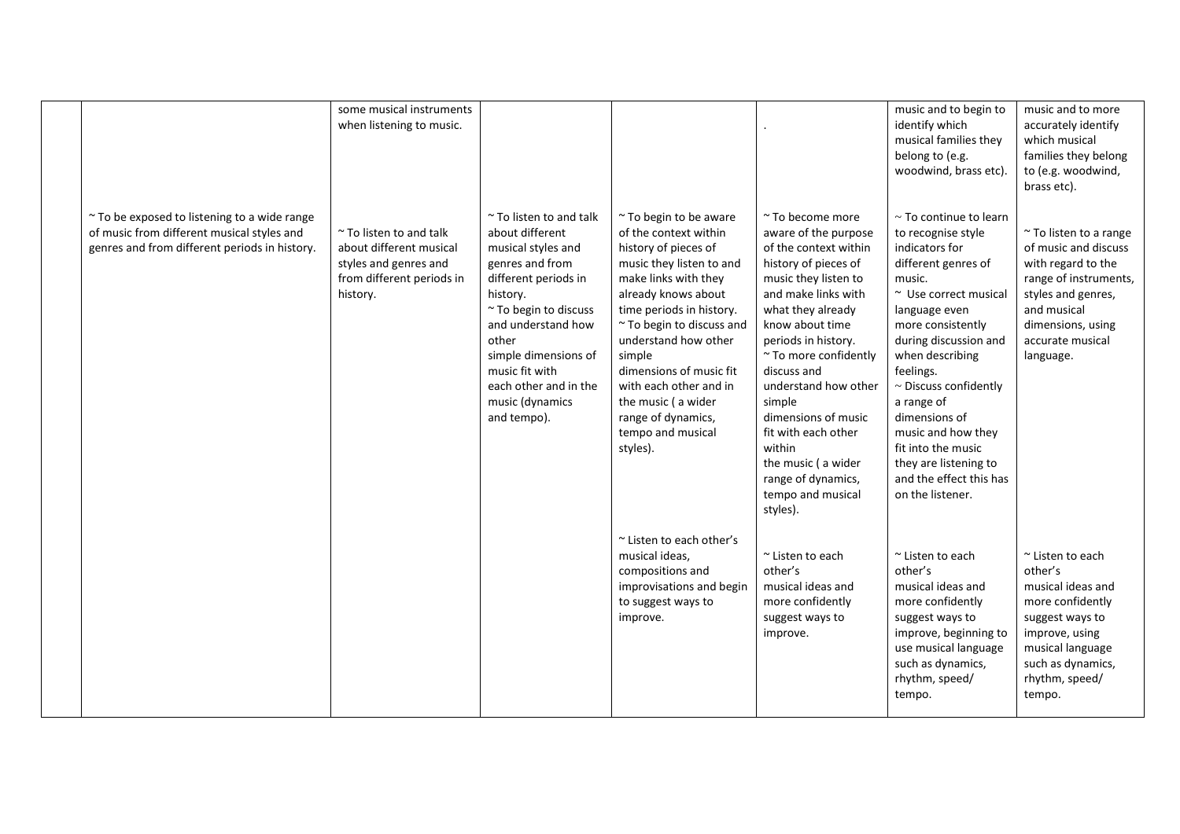| | | | | | | | |
|---|---|---|---|---|---|---|---|
| | | some musical instruments when listening to music. | | | . | music and to begin to identify which musical families they belong to (e.g. woodwind, brass etc). | music and to more accurately identify which musical families they belong to (e.g. woodwind, brass etc). |
| | ~ To be exposed to listening to a wide range of music from different musical styles and genres and from different periods in history. | ~ To listen to and talk about different musical styles and genres and from different periods in history. | ~ To listen to and talk about different musical styles and genres and from different periods in history.<br>~ To begin to discuss and understand how other simple dimensions of music fit with each other and in the music (dynamics and tempo). | ~ To begin to be aware of the context within history of pieces of music they listen to and make links with they already knows about time periods in history.<br>~ To begin to discuss and understand how other simple dimensions of music fit with each other and in the music ( a wider range of dynamics, tempo and musical styles). | ~ To become more aware of the purpose of the context within history of pieces of music they listen to and make links with what they already know about time periods in history.<br>~ To more confidently discuss and understand how other simple dimensions of music fit with each other within the music ( a wider range of dynamics, tempo and musical styles). | ~ To continue to learn to recognise style indicators for different genres of music.<br>~ Use correct musical language even more consistently during discussion and when describing feelings.<br>~ Discuss confidently a range of dimensions of music and how they fit into the music they are listening to and the effect this has on the listener. | ~ To listen to a range of music and discuss with regard to the range of instruments, styles and genres, and musical dimensions, using accurate musical language. |
| | | | | ~ Listen to each other's musical ideas, compositions and improvisations and begin to suggest ways to improve. | ~ Listen to each other's musical ideas and more confidently suggest ways to improve. | ~ Listen to each other's musical ideas and more confidently suggest ways to improve, beginning to use musical language such as dynamics, rhythm, speed/ tempo. | ~ Listen to each other's musical ideas and more confidently suggest ways to improve, using musical language such as dynamics, rhythm, speed/ tempo. |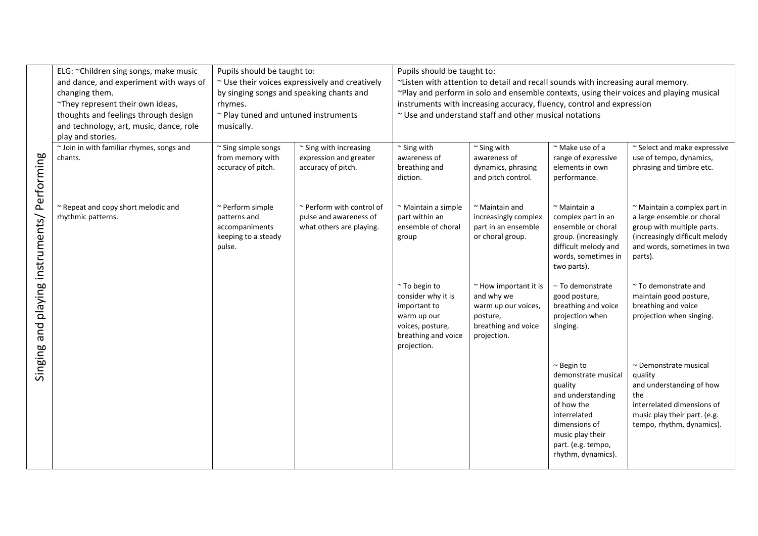| Singing and playing instruments/ Performing | ELG: ~Children sing songs, make music and dance, and experiment with ways of changing them.<br>~They represent their own ideas, thoughts and feelings through design and technology, art, music, dance, role play and stories. | Pupils should be taught to:<br>~ Use their voices expressively and creatively by singing songs and speaking chants and rhymes.<br>~ Play tuned and untuned instruments musically. | | Pupils should be taught to:<br>~Listen with attention to detail and recall sounds with increasing aural memory.<br>~Play and perform in solo and ensemble contexts, using their voices and playing musical instruments with increasing accuracy, fluency, control and expression<br>~ Use and understand staff and other musical notations | | | |
|---|---|---|---|---|---|---|---|
| | ~ Join in with familiar rhymes, songs and chants. | ~ Sing simple songs from memory with accuracy of pitch. | ~ Sing with increasing expression and greater accuracy of pitch. | ~ Sing with awareness of breathing and diction. | ~ Sing with awareness of dynamics, phrasing and pitch control. | ~ Make use of a range of expressive elements in own performance. | ~ Select and make expressive use of tempo, dynamics, phrasing and timbre etc. |
| | ~ Repeat and copy short melodic and rhythmic patterns. | ~ Perform simple patterns and accompaniments keeping to a steady pulse. | ~ Perform with control of pulse and awareness of what others are playing. | ~ Maintain a simple part within an ensemble of choral group | ~ Maintain and increasingly complex part in an ensemble or choral group. | ~ Maintain a complex part in an ensemble or choral group. (increasingly difficult melody and words, sometimes in two parts). | ~ Maintain a complex part in a large ensemble or choral group with multiple parts. (increasingly difficult melody and words, sometimes in two parts). |
| | | | | ~ To begin to consider why it is important to warm up our voices, posture, breathing and voice projection. | ~ How important it is and why we warm up our voices, posture, breathing and voice projection. | ~ To demonstrate good posture, breathing and voice projection when singing. | ~ To demonstrate and maintain good posture, breathing and voice projection when singing. |
| | | | | | | ~ Begin to demonstrate musical quality and understanding of how the interrelated dimensions of music play their part. (e.g. tempo, rhythm, dynamics). | ~ Demonstrate musical quality and understanding of how the interrelated dimensions of music play their part. (e.g. tempo, rhythm, dynamics). |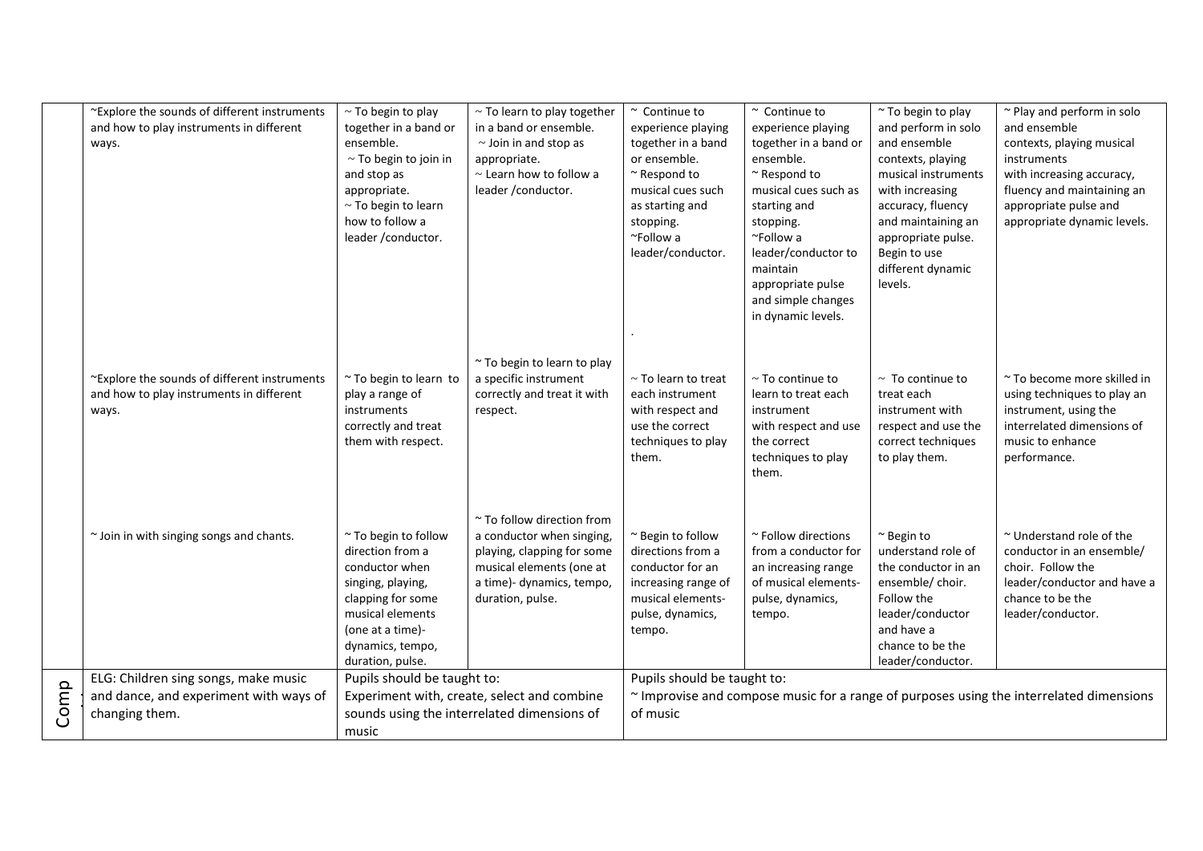| | | | | | | | |
|---|---|---|---|---|---|---|---|
| | ~Explore the sounds of different instruments and how to play instruments in different ways. | ~ To begin to play together in a band or ensemble. ~ To begin to join in and stop as appropriate. ~ To begin to learn how to follow a leader /conductor. | ~ To learn to play together in a band or ensemble. ~ Join in and stop as appropriate. ~ Learn how to follow a leader /conductor. | ~ Continue to experience playing together in a band or ensemble. ~ Respond to musical cues such as starting and stopping. ~Follow a leader/conductor. . | ~ Continue to experience playing together in a band or ensemble. ~ Respond to musical cues such as starting and stopping. ~Follow a leader/conductor to maintain appropriate pulse and simple changes in dynamic levels. | ~ To begin to play and perform in solo and ensemble contexts, playing musical instruments with increasing accuracy, fluency and maintaining an appropriate pulse. Begin to use different dynamic levels. | ~ Play and perform in solo and ensemble contexts, playing musical instruments with increasing accuracy, fluency and maintaining an appropriate pulse and appropriate dynamic levels. |
| | ~Explore the sounds of different instruments and how to play instruments in different ways. | ~ To begin to learn to play a range of instruments correctly and treat them with respect. | ~ To begin to learn to play a specific instrument correctly and treat it with respect. | ~ To learn to treat each instrument with respect and use the correct techniques to play them. | ~ To continue to learn to treat each instrument with respect and use the correct techniques to play them. | ~ To continue to treat each instrument with respect and use the correct techniques to play them. | ~ To become more skilled in using techniques to play an instrument, using the interrelated dimensions of music to enhance performance. |
| | ~ Join in with singing songs and chants. | ~ To begin to follow direction from a conductor when singing, playing, clapping for some musical elements (one at a time)- dynamics, tempo, duration, pulse. | ~ To follow direction from a conductor when singing, playing, clapping for some musical elements (one at a time)- dynamics, tempo, duration, pulse. | ~ Begin to follow directions from a conductor for an increasing range of musical elements- pulse, dynamics, tempo. | ~ Follow directions from a conductor for an increasing range of musical elements- pulse, dynamics, tempo. | ~ Begin to understand role of the conductor in an ensemble/ choir. Follow the leader/conductor and have a chance to be the leader/conductor. | ~ Understand role of the conductor in an ensemble/ choir. Follow the leader/conductor and have a chance to be the leader/conductor. |
| Comp | ELG: Children sing songs, make music and dance, and experiment with ways of changing them. | Pupils should be taught to: Experiment with, create, select and combine sounds using the interrelated dimensions of music | | Pupils should be taught to: ~ Improvise and compose music for a range of purposes using the interrelated dimensions of music | | | |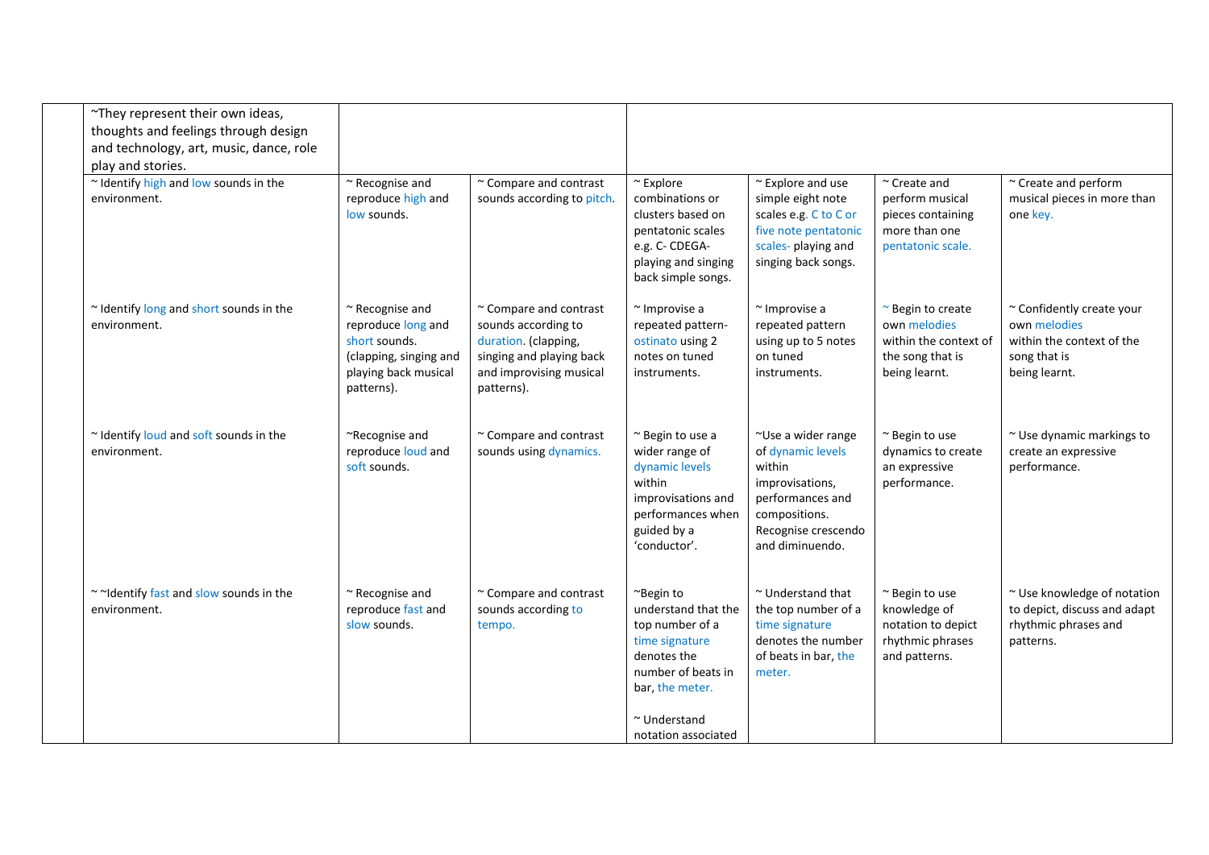| | | | | | | | |
|---|---|---|---|---|---|---|---|
| | ~They represent their own ideas, thoughts and feelings through design and technology, art, music, dance, role play and stories. | | | | | | |
| | ~ Identify high and low sounds in the environment. | ~ Recognise and reproduce high and low sounds. | ~ Compare and contrast sounds according to pitch. | ~ Explore combinations or clusters based on pentatonic scales e.g. C- CDEGA- playing and singing back simple songs. | ~ Explore and use simple eight note scales e.g. C to C or five note pentatonic scales- playing and singing back songs. | ~ Create and perform musical pieces containing more than one pentatonic scale. | ~ Create and perform musical pieces in more than one key. |
| | ~ Identify long and short sounds in the environment. | ~ Recognise and reproduce long and short sounds. (clapping, singing and playing back musical patterns). | ~ Compare and contrast sounds according to duration. (clapping, singing and playing back and improvising musical patterns). | ~ Improvise a repeated pattern- ostinato using 2 notes on tuned instruments. | ~ Improvise a repeated pattern using up to 5 notes on tuned instruments. | ~ Begin to create own melodies within the context of the song that is being learnt. | ~ Confidently create your own melodies within the context of the song that is being learnt. |
| | ~ Identify loud and soft sounds in the environment. | ~Recognise and reproduce loud and soft sounds. | ~ Compare and contrast sounds using dynamics. | ~ Begin to use a wider range of dynamic levels within improvisations and performances when guided by a 'conductor'. | ~Use a wider range of dynamic levels within improvisations, performances and compositions. Recognise crescendo and diminuendo. | ~ Begin to use dynamics to create an expressive performance. | ~ Use dynamic markings to create an expressive performance. |
| | ~ ~Identify fast and slow sounds in the environment. | ~ Recognise and reproduce fast and slow sounds. | ~ Compare and contrast sounds according to tempo. | ~Begin to understand that the top number of a time signature denotes the number of beats in bar, the meter.<br><br>~ Understand notation associated | ~ Understand that the top number of a time signature denotes the number of beats in bar, the meter. | ~ Begin to use knowledge of notation to depict rhythmic phrases and patterns. | ~ Use knowledge of notation to depict, discuss and adapt rhythmic phrases and patterns. |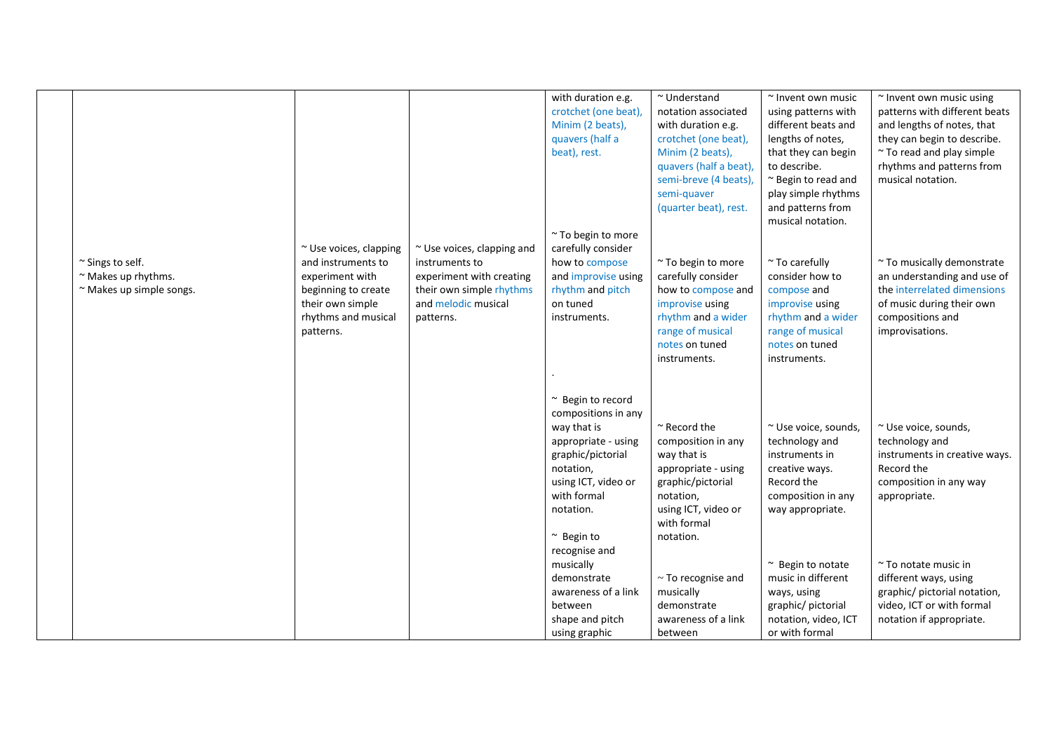| | | | | | | | |
|---|---|---|---|---|---|---|---|
| | ~ Sings to self.<br>~ Makes up rhythms.<br>~ Makes up simple songs. | ~ Use voices, clapping and instruments to experiment with beginning to create their own simple rhythms and musical patterns. | ~ Use voices, clapping and instruments to experiment with creating their own simple rhythms and melodic musical patterns. | with duration e.g. crotchet (one beat), Minim (2 beats), quavers (half a beat), rest.<br><br>~ To begin to more carefully consider how to compose and improvise using rhythm and pitch on tuned instruments.<br><br>.<br><br>~ Begin to record compositions in any way that is appropriate - using graphic/pictorial notation, using ICT, video or with formal notation.<br><br>~ Begin to recognise and musically demonstrate awareness of a link between shape and pitch using graphic | ~ Understand notation associated with duration e.g. crotchet (one beat), Minim (2 beats), quavers (half a beat), semi-breve (4 beats), semi-quaver (quarter beat), rest.<br><br>~ To begin to more carefully consider how to compose and improvise using rhythm and a wider range of musical notes on tuned instruments.<br><br>~ Record the composition in any way that is appropriate - using graphic/pictorial notation, using ICT, video or with formal notation.<br><br>~ To recognise and musically demonstrate awareness of a link between | ~ Invent own music using patterns with different beats and lengths of notes, that they can begin to describe.<br>~ Begin to read and play simple rhythms and patterns from musical notation.<br><br>~ To carefully consider how to compose and improvise using rhythm and a wider range of musical notes on tuned instruments.<br><br>~ Use voice, sounds, technology and instruments in creative ways. Record the composition in any way appropriate.<br><br>~ Begin to notate music in different ways, using graphic/ pictorial notation, video, ICT or with formal | ~ Invent own music using patterns with different beats and lengths of notes, that they can begin to describe.<br>~ To read and play simple rhythms and patterns from musical notation.<br><br>~ To musically demonstrate an understanding and use of the interrelated dimensions of music during their own compositions and improvisations.<br><br>~ Use voice, sounds, technology and instruments in creative ways. Record the composition in any way appropriate.<br><br>~ To notate music in different ways, using graphic/ pictorial notation, video, ICT or with formal notation if appropriate. |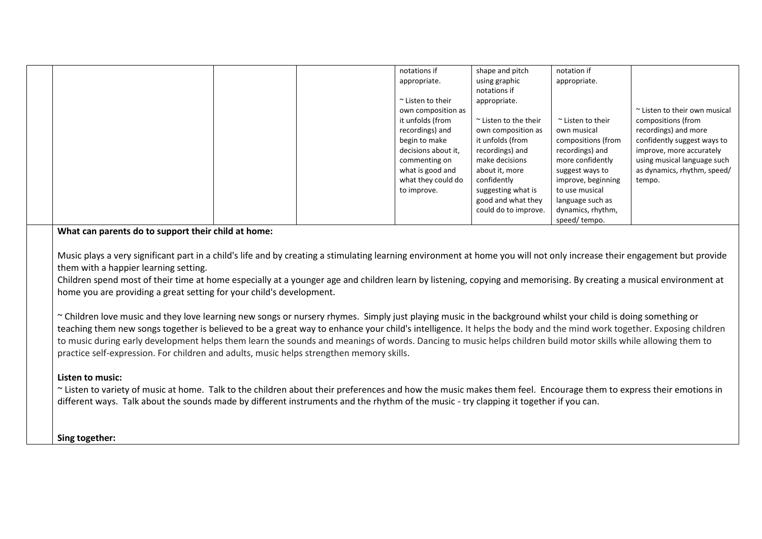| | | | | | | | |
|---|---|---|---|---|---|---|---|
| | | | | notations if appropriate.<br><br>~ Listen to their own composition as it unfolds (from recordings) and begin to make decisions about it, commenting on what is good and what they could do to improve. | shape and pitch using graphic notations if appropriate.<br><br>~ Listen to the their own composition as it unfolds (from recordings) and make decisions about it, more confidently suggesting what is good and what they could do to improve. | notation if appropriate.<br><br>~ Listen to their own musical compositions (from recordings) and more confidently suggest ways to improve, beginning to use musical language such as dynamics, rhythm, speed/ tempo. | ~ Listen to their own musical compositions (from recordings) and more confidently suggest ways to improve, more accurately using musical language such as dynamics, rhythm, speed/ tempo. |

**What can parents do to support their child at home:**

Music plays a very significant part in a child's life and by creating a stimulating learning environment at home you will not only increase their engagement but provide them with a happier learning setting.
Children spend most of their time at home especially at a younger age and children learn by listening, copying and memorising. By creating a musical environment at home you are providing a great setting for your child's development.

~ Children love music and they love learning new songs or nursery rhymes. Simply just playing music in the background whilst your child is doing something or teaching them new songs together is believed to be a great way to enhance your child's intelligence. It helps the body and the mind work together. Exposing children to music during early development helps them learn the sounds and meanings of words. Dancing to music helps children build motor skills while allowing them to practice self-expression. For children and adults, music helps strengthen memory skills.

**Listen to music:**

~ Listen to variety of music at home. Talk to the children about their preferences and how the music makes them feel. Encourage them to express their emotions in different ways. Talk about the sounds made by different instruments and the rhythm of the music - try clapping it together if you can.

**Sing together:**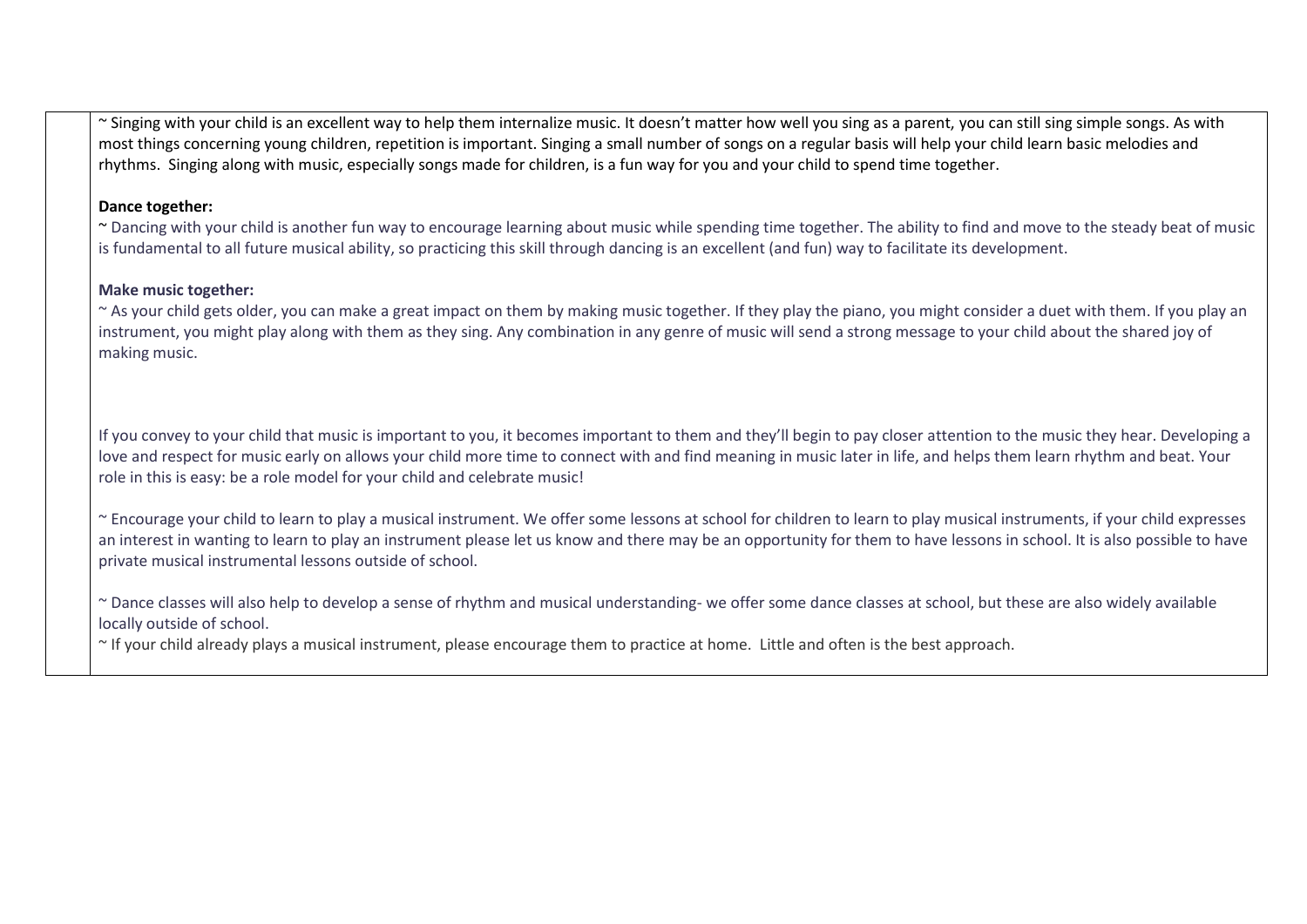~ Singing with your child is an excellent way to help them internalize music. It doesn't matter how well you sing as a parent, you can still sing simple songs. As with most things concerning young children, repetition is important. Singing a small number of songs on a regular basis will help your child learn basic melodies and rhythms. Singing along with music, especially songs made for children, is a fun way for you and your child to spend time together.

**Dance together:**

~ Dancing with your child is another fun way to encourage learning about music while spending time together. The ability to find and move to the steady beat of music is fundamental to all future musical ability, so practicing this skill through dancing is an excellent (and fun) way to facilitate its development.

**Make music together:**

~ As your child gets older, you can make a great impact on them by making music together. If they play the piano, you might consider a duet with them. If you play an instrument, you might play along with them as they sing. Any combination in any genre of music will send a strong message to your child about the shared joy of making music.

If you convey to your child that music is important to you, it becomes important to them and they'll begin to pay closer attention to the music they hear. Developing a love and respect for music early on allows your child more time to connect with and find meaning in music later in life, and helps them learn rhythm and beat. Your role in this is easy: be a role model for your child and celebrate music!

~ Encourage your child to learn to play a musical instrument. We offer some lessons at school for children to learn to play musical instruments, if your child expresses an interest in wanting to learn to play an instrument please let us know and there may be an opportunity for them to have lessons in school. It is also possible to have private musical instrumental lessons outside of school.

~ Dance classes will also help to develop a sense of rhythm and musical understanding- we offer some dance classes at school, but these are also widely available locally outside of school.

~ If your child already plays a musical instrument, please encourage them to practice at home. Little and often is the best approach.